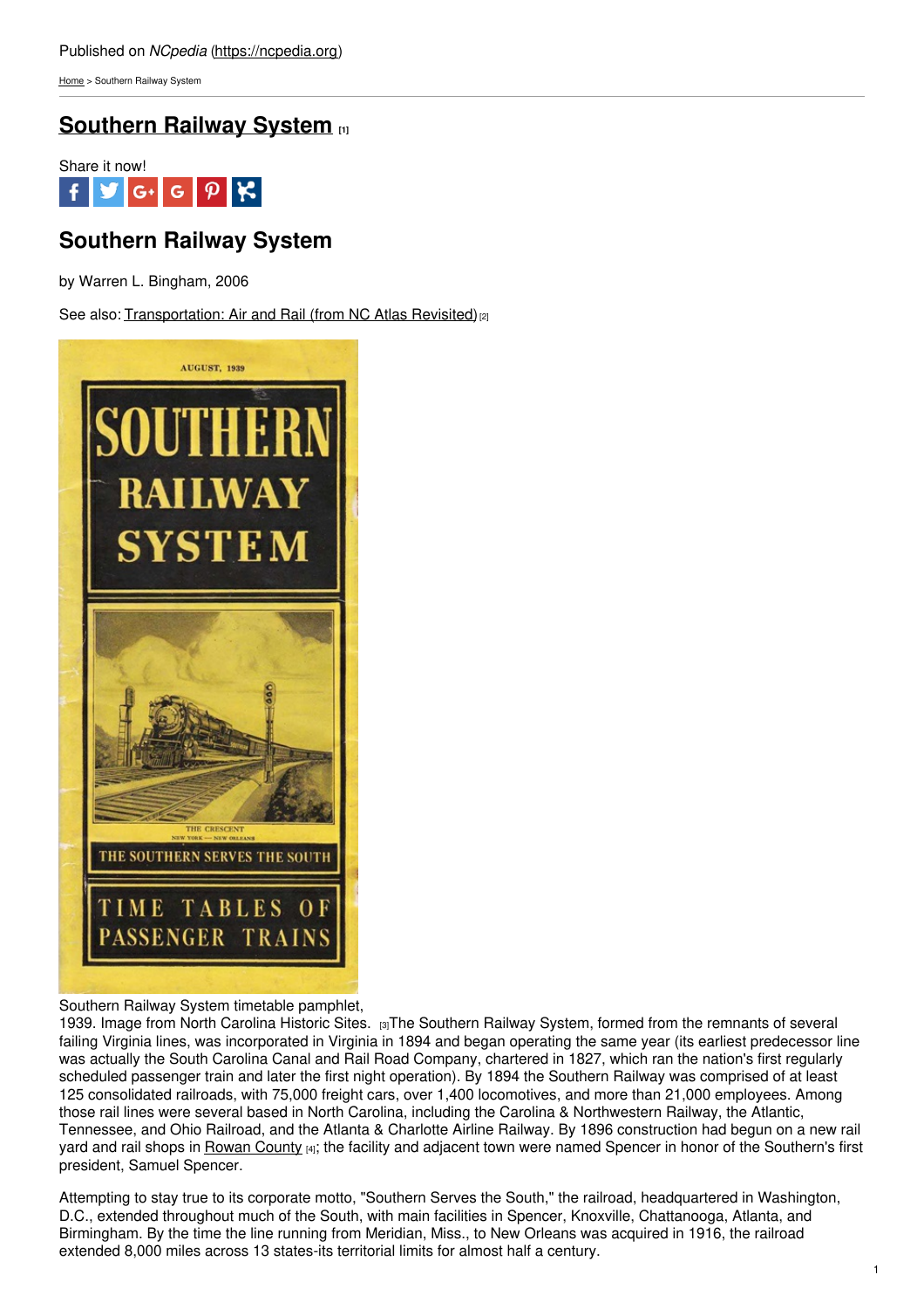Published on *NCpedia* (https://ncpedia.org)

Home > Southern Railway System

# Southern Railway System [1]

Share it now!

## Southern Railway System

by Warren L. Bingham, 2006

See also: Transportation: Air and Rail (from NC Atlas Revisited) [2]

Southern Railway System timetable pamphlet, 1939. Image from North Carolina Historic Sites. [3]

The Southern Railway System, formed from the remnants of several failing Virginia lines, was incorporated in Virginia in 1894 and began operating the same year (its earliest predecessor line was actually the South Carolina Canal and Rail Road Company, chartered in 1827, which ran the nation's first regularly scheduled passenger train and later the first night operation). By 1894 the Southern Railway was comprised of at least 125 consolidated railroads, with 75,000 freight cars, over 1,400 locomotives, and more than 21,000 employees. Among those rail lines were several based in North Carolina, including the Carolina & Northwestern Railway, the Atlantic, Tennessee, and Ohio Railroad, and the Atlanta & Charlotte Airline Railway. By 1896 construction had begun on a new rail yard and rail shops in Rowan County [4]; the facility and adjacent town were named Spencer in honor of the Southern's first president, Samuel Spencer.

Attempting to stay true to its corporate motto, "Southern Serves the South," the railroad, headquartered in Washington, D.C., extended throughout much of the South, with main facilities in Spencer, Knoxville, Chattanooga, Atlanta, and Birmingham. By the time the line running from Meridian, Miss., to New Orleans was acquired in 1916, the railroad extended 8,000 miles across 13 states-its territorial limits for almost half a century.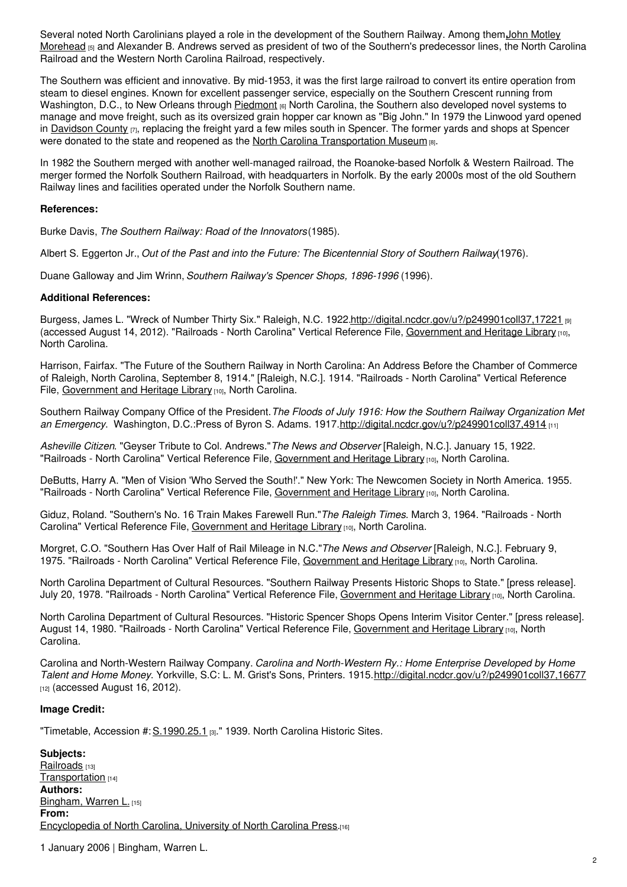Several noted North Carolinians played a role in the development of the Southern Railway. Among them John Motley Morehead [5] and Alexander B. Andrews served as president of two of the Southern's predecessor lines, the North Carolina Railroad and the Western North Carolina Railroad, respectively.

The Southern was efficient and innovative. By mid-1953, it was the first large railroad to convert its entire operation from steam to diesel engines. Known for excellent passenger service, especially on the Southern Crescent running from Washington, D.C., to New Orleans through Piedmont [6] North Carolina, the Southern also developed novel systems to manage and move freight, such as its oversized grain hopper car known as "Big John." In 1979 the Linwood yard opened in Davidson County [7], replacing the freight yard a few miles south in Spencer. The former yards and shops at Spencer were donated to the state and reopened as the North Carolina Transportation Museum [8].

In 1982 the Southern merged with another well-managed railroad, the Roanoke-based Norfolk & Western Railroad. The merger formed the Norfolk Southern Railroad, with headquarters in Norfolk. By the early 2000s most of the old Southern Railway lines and facilities operated under the Norfolk Southern name.

**References:**

Burke Davis, *The Southern Railway: Road of the Innovators* (1985).

Albert S. Eggerton Jr., *Out of the Past and into the Future: The Bicentennial Story of Southern Railway* (1976).

Duane Galloway and Jim Wrinn, *Southern Railway's Spencer Shops, 1896-1996* (1996).

**Additional References:**

Burgess, James L. "Wreck of Number Thirty Six." Raleigh, N.C. 1922. http://digital.ncdcr.gov/u?/p249901coll37,17221 [9] (accessed August 14, 2012). "Railroads - North Carolina" Vertical Reference File, Government and Heritage Library [10], North Carolina.

Harrison, Fairfax. "The Future of the Southern Railway in North Carolina: An Address Before the Chamber of Commerce of Raleigh, North Carolina, September 8, 1914." [Raleigh, N.C.]. 1914. "Railroads - North Carolina" Vertical Reference File, Government and Heritage Library [10], North Carolina.

Southern Railway Company Office of the President. *The Floods of July 1916: How the Southern Railway Organization Met an Emergency*. Washington, D.C.:Press of Byron S. Adams. 1917. http://digital.ncdcr.gov/u?/p249901coll37,4914 [11]

*Asheville Citizen*. "Geyser Tribute to Col. Andrews." *The News and Observer* [Raleigh, N.C.]. January 15, 1922. "Railroads - North Carolina" Vertical Reference File, Government and Heritage Library [10], North Carolina.

DeButts, Harry A. "Men of Vision 'Who Served the South!'." New York: The Newcomen Society in North America. 1955. "Railroads - North Carolina" Vertical Reference File, Government and Heritage Library [10], North Carolina.

Giduz, Roland. "Southern's No. 16 Train Makes Farewell Run." *The Raleigh Times*. March 3, 1964. "Railroads - North Carolina" Vertical Reference File, Government and Heritage Library [10], North Carolina.

Morgret, C.O. "Southern Has Over Half of Rail Mileage in N.C." *The News and Observer* [Raleigh, N.C.]. February 9, 1975. "Railroads - North Carolina" Vertical Reference File, Government and Heritage Library [10], North Carolina.

North Carolina Department of Cultural Resources. "Southern Railway Presents Historic Shops to State." [press release]. July 20, 1978. "Railroads - North Carolina" Vertical Reference File, Government and Heritage Library [10], North Carolina.

North Carolina Department of Cultural Resources. "Historic Spencer Shops Opens Interim Visitor Center." [press release]. August 14, 1980. "Railroads - North Carolina" Vertical Reference File, Government and Heritage Library [10], North Carolina.

Carolina and North-Western Railway Company. *Carolina and North-Western Ry.: Home Enterprise Developed by Home Talent and Home Money*. Yorkville, S.C: L. M. Grist's Sons, Printers. 1915. http://digital.ncdcr.gov/u?/p249901coll37,16677 [12] (accessed August 16, 2012).

**Image Credit:**

"Timetable, Accession #: S.1990.25.1 [3]." 1939. North Carolina Historic Sites.

**Subjects:**
Railroads [13]
Transportation [14]
**Authors:**
Bingham, Warren L. [15]
**From:**
Encyclopedia of North Carolina, University of North Carolina Press.[16]

1 January 2006 | Bingham, Warren L.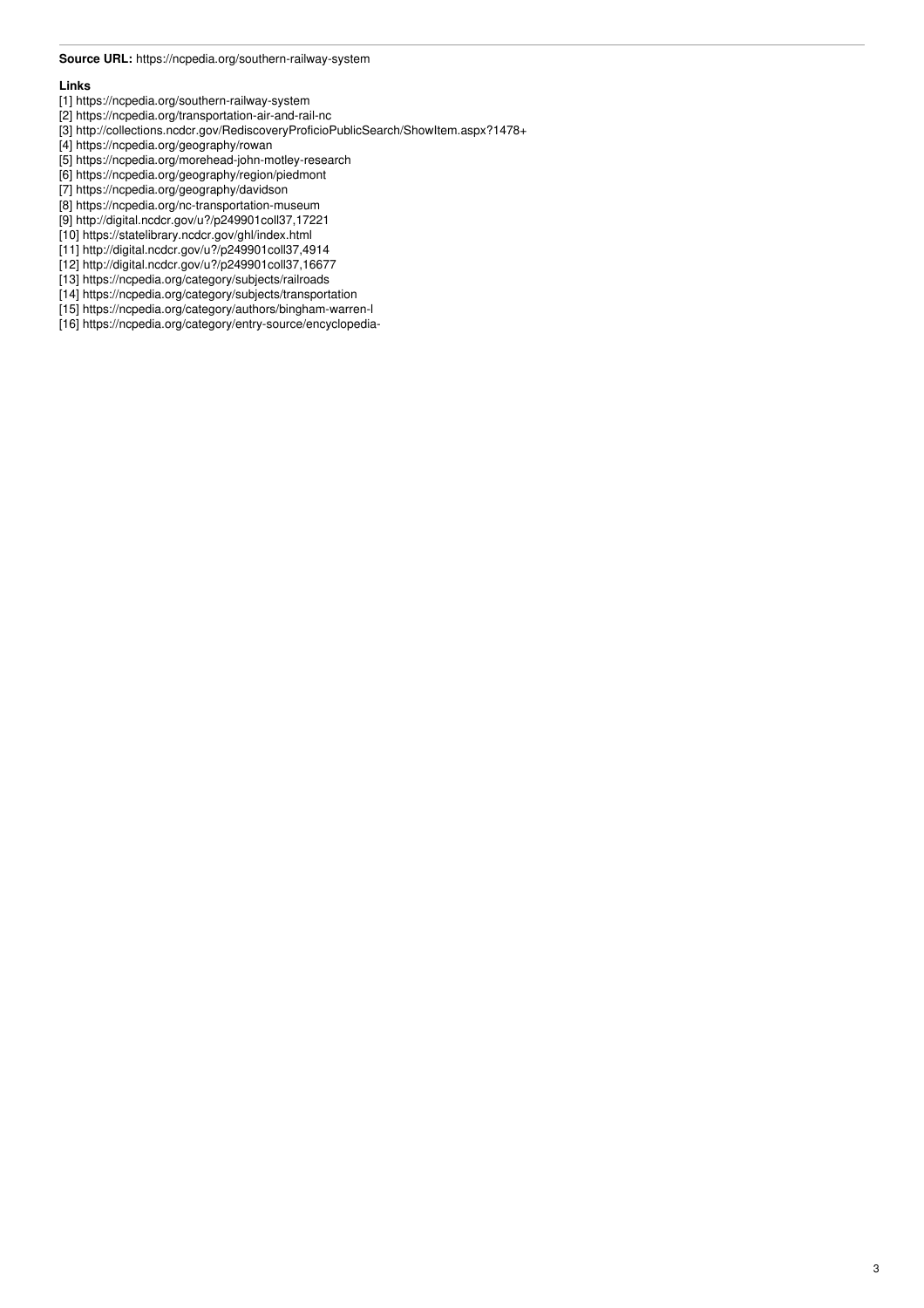**Source URL:** https://ncpedia.org/southern-railway-system

**Links**

[1] https://ncpedia.org/southern-railway-system
[2] https://ncpedia.org/transportation-air-and-rail-nc
[3] http://collections.ncdcr.gov/RediscoveryProficioPublicSearch/ShowItem.aspx?1478+
[4] https://ncpedia.org/geography/rowan
[5] https://ncpedia.org/morehead-john-motley-research
[6] https://ncpedia.org/geography/region/piedmont
[7] https://ncpedia.org/geography/davidson
[8] https://ncpedia.org/nc-transportation-museum
[9] http://digital.ncdcr.gov/u?/p249901coll37,17221
[10] https://statelibrary.ncdcr.gov/ghl/index.html
[11] http://digital.ncdcr.gov/u?/p249901coll37,4914
[12] http://digital.ncdcr.gov/u?/p249901coll37,16677
[13] https://ncpedia.org/category/subjects/railroads
[14] https://ncpedia.org/category/subjects/transportation
[15] https://ncpedia.org/category/authors/bingham-warren-l
[16] https://ncpedia.org/category/entry-source/encyclopedia-